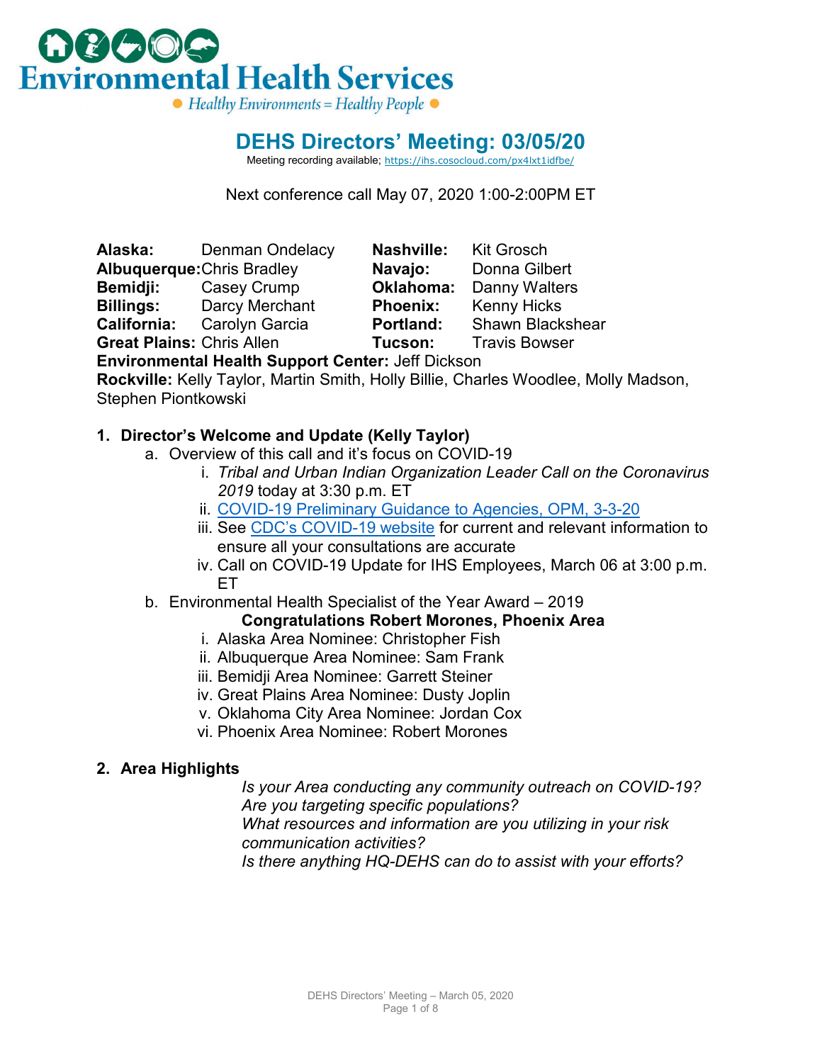Environmental Health Services

Healthy Environments = Healthy People

# DEHS Directors' Meeting: 03/05/20

Meeting recording available; https://ihs.cosocloud.com/px4lxt1idfbe/

Next conference call May 07, 2020 1:00-2:00PM ET

**Alaska:** Denman Ondelacy
**Albuquerque:** Chris Bradley
**Bemidji:** Casey Crump
**Billings:** Darcy Merchant
**California:** Carolyn Garcia
**Great Plains:** Chris Allen
**Nashville:** Kit Grosch
**Navajo:** Donna Gilbert
**Oklahoma:** Danny Walters
**Phoenix:** Kenny Hicks
**Portland:** Shawn Blackshear
**Tucson:** Travis Bowser
**Environmental Health Support Center:** Jeff Dickson
**Rockville:** Kelly Taylor, Martin Smith, Holly Billie, Charles Woodlee, Molly Madson, Stephen Piontkowski

## 1. Director's Welcome and Update (Kelly Taylor)

a. Overview of this call and it's focus on COVID-19
   i. *Tribal and Urban Indian Organization Leader Call on the Coronavirus 2019* today at 3:30 p.m. ET
   ii. COVID-19 Preliminary Guidance to Agencies, OPM, 3-3-20
   iii. See CDC's COVID-19 website for current and relevant information to ensure all your consultations are accurate
   iv. Call on COVID-19 Update for IHS Employees, March 06 at 3:00 p.m. ET

b. Environmental Health Specialist of the Year Award – 2019

**Congratulations Robert Morones, Phoenix Area**

   i. Alaska Area Nominee: Christopher Fish
   ii. Albuquerque Area Nominee: Sam Frank
   iii. Bemidji Area Nominee: Garrett Steiner
   iv. Great Plains Area Nominee: Dusty Joplin
   v. Oklahoma City Area Nominee: Jordan Cox
   vi. Phoenix Area Nominee: Robert Morones

## 2. Area Highlights

*Is your Area conducting any community outreach on COVID-19?*
*Are you targeting specific populations?*
*What resources and information are you utilizing in your risk communication activities?*
*Is there anything HQ-DEHS can do to assist with your efforts?*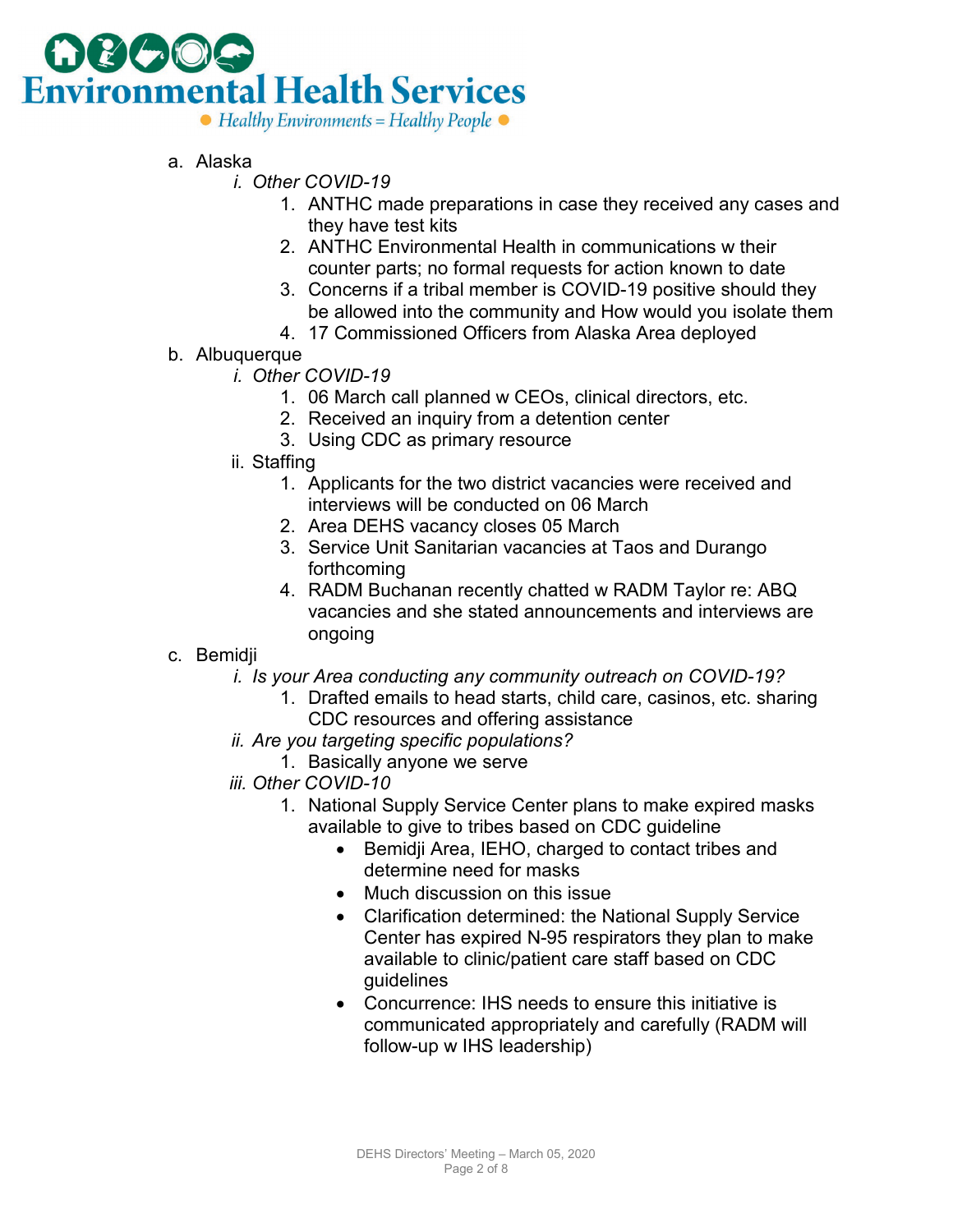a. Alaska
   - *i. Other COVID-19*
     1. ANTHC made preparations in case they received any cases and they have test kits
     2. ANTHC Environmental Health in communications w their counter parts; no formal requests for action known to date
     3. Concerns if a tribal member is COVID-19 positive should they be allowed into the community and How would you isolate them
     4. 17 Commissioned Officers from Alaska Area deployed

b. Albuquerque
   - *i. Other COVID-19*
     1. 06 March call planned w CEOs, clinical directors, etc.
     2. Received an inquiry from a detention center
     3. Using CDC as primary resource
   - ii. Staffing
     1. Applicants for the two district vacancies were received and interviews will be conducted on 06 March
     2. Area DEHS vacancy closes 05 March
     3. Service Unit Sanitarian vacancies at Taos and Durango forthcoming
     4. RADM Buchanan recently chatted w RADM Taylor re: ABQ vacancies and she stated announcements and interviews are ongoing

c. Bemidji
   - *i. Is your Area conducting any community outreach on COVID-19?*
     1. Drafted emails to head starts, child care, casinos, etc. sharing CDC resources and offering assistance
   - *ii. Are you targeting specific populations?*
     1. Basically anyone we serve
   - *iii. Other COVID-10*
     1. National Supply Service Center plans to make expired masks available to give to tribes based on CDC guideline
        - Bemidji Area, IEHO, charged to contact tribes and determine need for masks
        - Much discussion on this issue
        - Clarification determined: the National Supply Service Center has expired N-95 respirators they plan to make available to clinic/patient care staff based on CDC guidelines
        - Concurrence: IHS needs to ensure this initiative is communicated appropriately and carefully (RADM will follow-up w IHS leadership)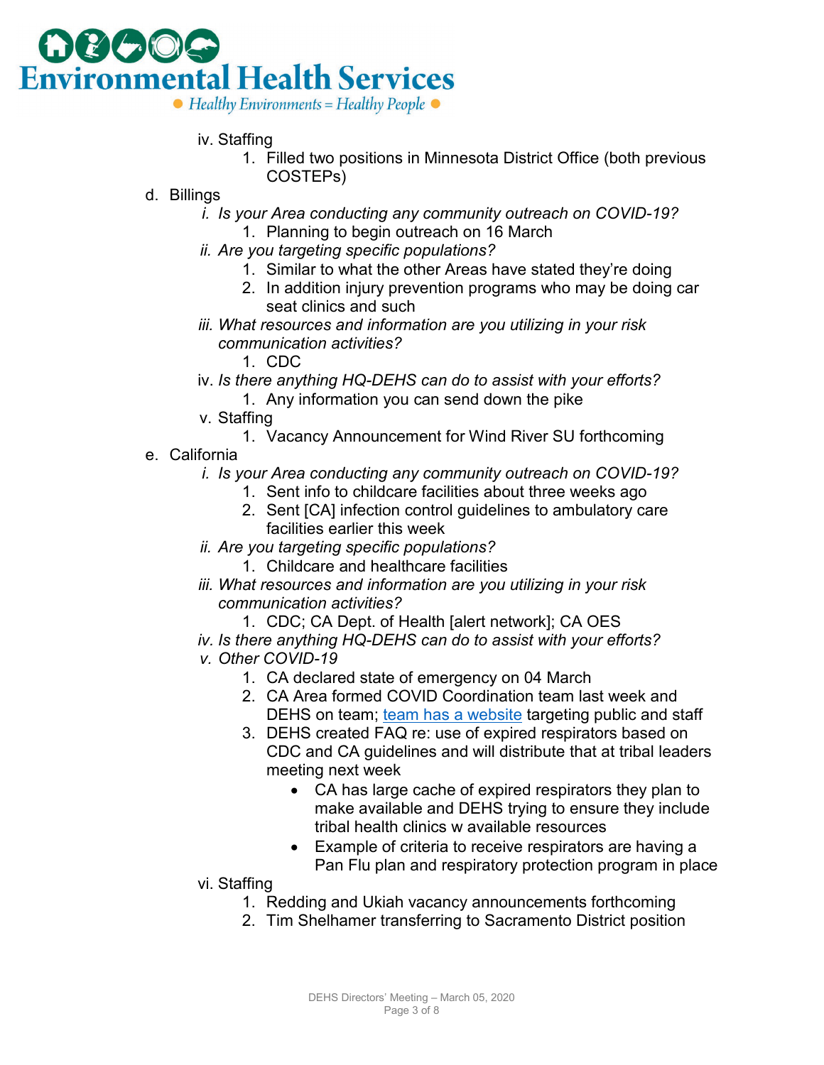iv. Staffing
   1. Filled two positions in Minnesota District Office (both previous COSTEPs)

d. Billings
   *i. Is your Area conducting any community outreach on COVID-19?*
      1. Planning to begin outreach on 16 March
   *ii. Are you targeting specific populations?*
      1. Similar to what the other Areas have stated they're doing
      2. In addition injury prevention programs who may be doing car seat clinics and such
   *iii. What resources and information are you utilizing in your risk communication activities?*
      1. CDC
   iv. *Is there anything HQ-DEHS can do to assist with your efforts?*
      1. Any information you can send down the pike
   v. Staffing
      1. Vacancy Announcement for Wind River SU forthcoming

e. California
   *i. Is your Area conducting any community outreach on COVID-19?*
      1. Sent info to childcare facilities about three weeks ago
      2. Sent [CA] infection control guidelines to ambulatory care facilities earlier this week
   *ii. Are you targeting specific populations?*
      1. Childcare and healthcare facilities
   *iii. What resources and information are you utilizing in your risk communication activities?*
      1. CDC; CA Dept. of Health [alert network]; CA OES
   *iv. Is there anything HQ-DEHS can do to assist with your efforts?*
   *v. Other COVID-19*
      1. CA declared state of emergency on 04 March
      2. CA Area formed COVID Coordination team last week and DEHS on team; team has a website targeting public and staff
      3. DEHS created FAQ re: use of expired respirators based on CDC and CA guidelines and will distribute that at tribal leaders meeting next week
         - CA has large cache of expired respirators they plan to make available and DEHS trying to ensure they include tribal health clinics w available resources
         - Example of criteria to receive respirators are having a Pan Flu plan and respiratory protection program in place
   vi. Staffing
      1. Redding and Ukiah vacancy announcements forthcoming
      2. Tim Shelhamer transferring to Sacramento District position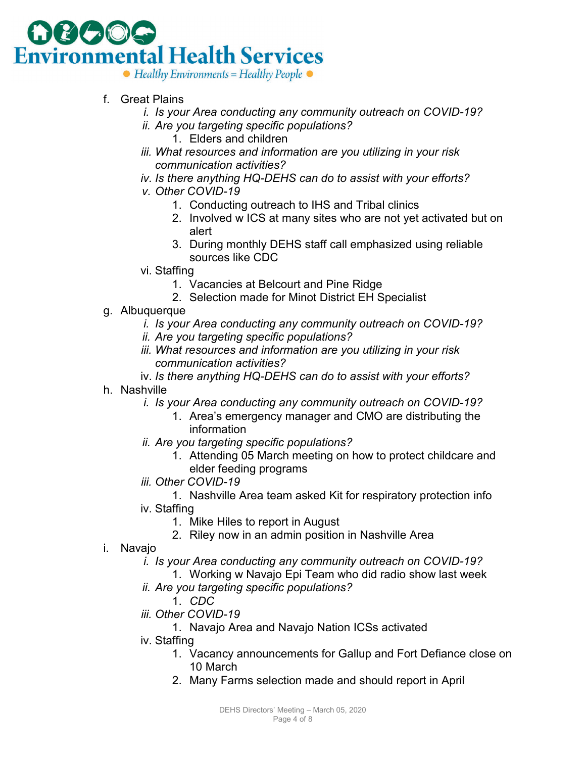f. Great Plains
   i. *Is your Area conducting any community outreach on COVID-19?*
   ii. *Are you targeting specific populations?*
      1. Elders and children
   iii. *What resources and information are you utilizing in your risk communication activities?*
   iv. *Is there anything HQ-DEHS can do to assist with your efforts?*
   v. *Other COVID-19*
      1. Conducting outreach to IHS and Tribal clinics
      2. Involved w ICS at many sites who are not yet activated but on alert
      3. During monthly DEHS staff call emphasized using reliable sources like CDC
   vi. Staffing
      1. Vacancies at Belcourt and Pine Ridge
      2. Selection made for Minot District EH Specialist

g. Albuquerque
   i. *Is your Area conducting any community outreach on COVID-19?*
   ii. *Are you targeting specific populations?*
   iii. *What resources and information are you utilizing in your risk communication activities?*
   iv. *Is there anything HQ-DEHS can do to assist with your efforts?*

h. Nashville
   i. *Is your Area conducting any community outreach on COVID-19?*
      1. Area's emergency manager and CMO are distributing the information
   ii. *Are you targeting specific populations?*
      1. Attending 05 March meeting on how to protect childcare and elder feeding programs
   iii. *Other COVID-19*
      1. Nashville Area team asked Kit for respiratory protection info
   iv. Staffing
      1. Mike Hiles to report in August
      2. Riley now in an admin position in Nashville Area

i. Navajo
   i. *Is your Area conducting any community outreach on COVID-19?*
      1. Working w Navajo Epi Team who did radio show last week
   ii. *Are you targeting specific populations?*
      1. *CDC*
   iii. *Other COVID-19*
      1. Navajo Area and Navajo Nation ICSs activated
   iv. Staffing
      1. Vacancy announcements for Gallup and Fort Defiance close on 10 March
      2. Many Farms selection made and should report in April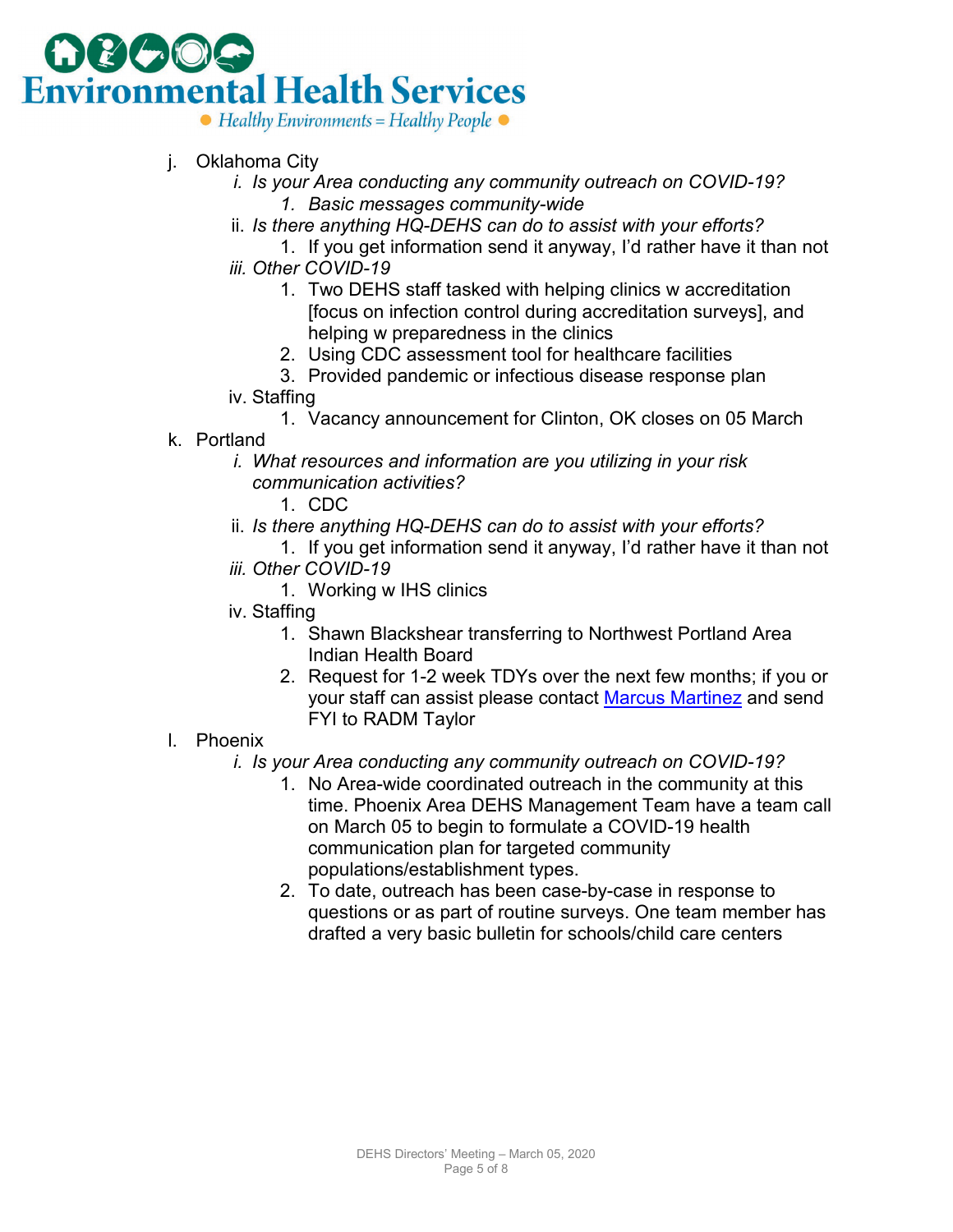j. Oklahoma City
   i. *Is your Area conducting any community outreach on COVID-19?*
      1. *Basic messages community-wide*
   ii. *Is there anything HQ-DEHS can do to assist with your efforts?*
      1. If you get information send it anyway, I'd rather have it than not
   iii. *Other COVID-19*
      1. Two DEHS staff tasked with helping clinics w accreditation [focus on infection control during accreditation surveys], and helping w preparedness in the clinics
      2. Using CDC assessment tool for healthcare facilities
      3. Provided pandemic or infectious disease response plan
   iv. Staffing
      1. Vacancy announcement for Clinton, OK closes on 05 March

k. Portland
   i. *What resources and information are you utilizing in your risk communication activities?*
      1. CDC
   ii. *Is there anything HQ-DEHS can do to assist with your efforts?*
      1. If you get information send it anyway, I'd rather have it than not
   iii. *Other COVID-19*
      1. Working w IHS clinics
   iv. Staffing
      1. Shawn Blackshear transferring to Northwest Portland Area Indian Health Board
      2. Request for 1-2 week TDYs over the next few months; if you or your staff can assist please contact Marcus Martinez and send FYI to RADM Taylor

l. Phoenix
   i. *Is your Area conducting any community outreach on COVID-19?*
      1. No Area-wide coordinated outreach in the community at this time. Phoenix Area DEHS Management Team have a team call on March 05 to begin to formulate a COVID-19 health communication plan for targeted community populations/establishment types.
      2. To date, outreach has been case-by-case in response to questions or as part of routine surveys. One team member has drafted a very basic bulletin for schools/child care centers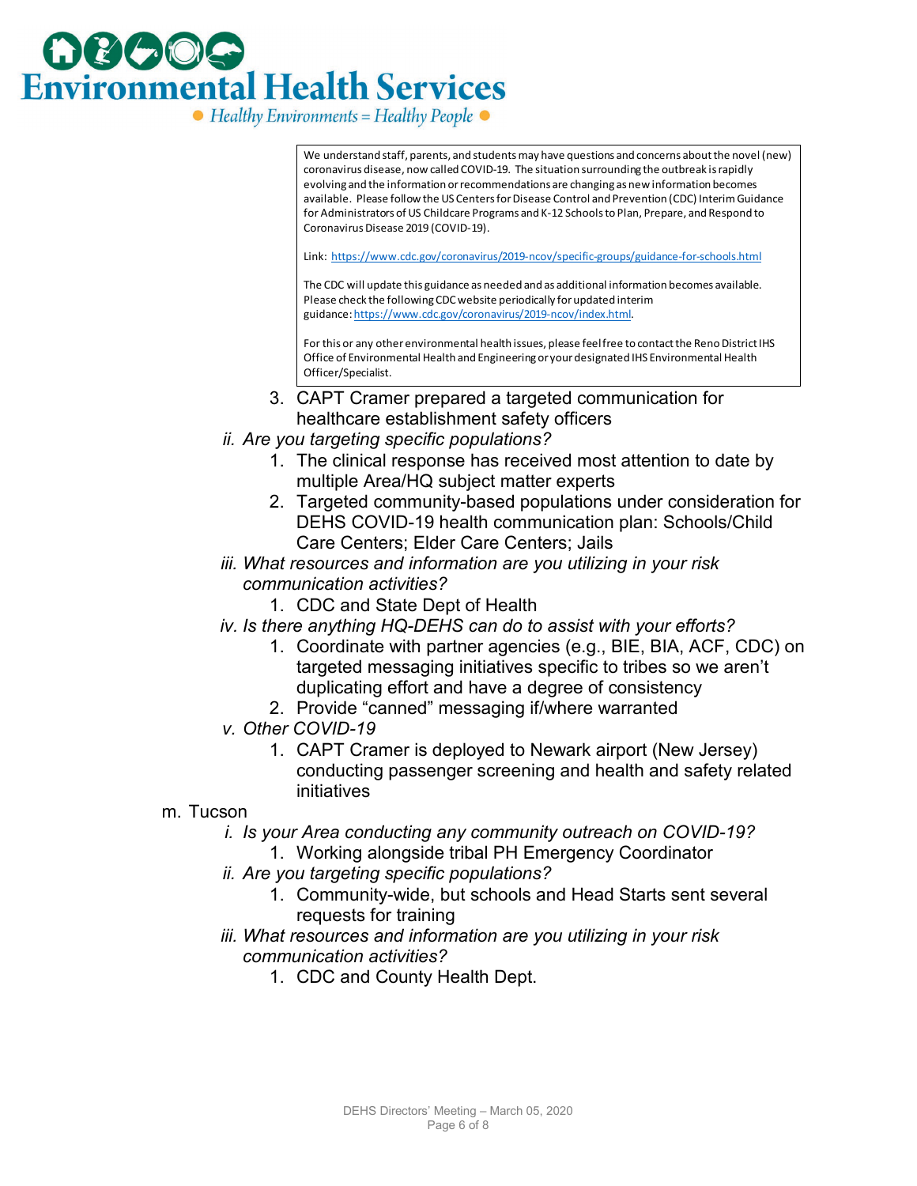> We understand staff, parents, and students may have questions and concerns about the novel (new) coronavirus disease, now called COVID-19. The situation surrounding the outbreak is rapidly evolving and the information or recommendations are changing as new information becomes available. Please follow the US Centers for Disease Control and Prevention (CDC) Interim Guidance for Administrators of US Childcare Programs and K-12 Schools to Plan, Prepare, and Respond to Coronavirus Disease 2019 (COVID-19).
>
> Link: https://www.cdc.gov/coronavirus/2019-ncov/specific-groups/guidance-for-schools.html
>
> The CDC will update this guidance as needed and as additional information becomes available. Please check the following CDC website periodically for updated interim guidance: https://www.cdc.gov/coronavirus/2019-ncov/index.html.
>
> For this or any other environmental health issues, please feel free to contact the Reno District IHS Office of Environmental Health and Engineering or your designated IHS Environmental Health Officer/Specialist.

3. CAPT Cramer prepared a targeted communication for healthcare establishment safety officers

ii. *Are you targeting specific populations?*
1. The clinical response has received most attention to date by multiple Area/HQ subject matter experts
2. Targeted community-based populations under consideration for DEHS COVID-19 health communication plan: Schools/Child Care Centers; Elder Care Centers; Jails

iii. *What resources and information are you utilizing in your risk communication activities?*
1. CDC and State Dept of Health

iv. *Is there anything HQ-DEHS can do to assist with your efforts?*
1. Coordinate with partner agencies (e.g., BIE, BIA, ACF, CDC) on targeted messaging initiatives specific to tribes so we aren't duplicating effort and have a degree of consistency
2. Provide "canned" messaging if/where warranted

v. *Other COVID-19*
1. CAPT Cramer is deployed to Newark airport (New Jersey) conducting passenger screening and health and safety related initiatives

m. Tucson

i. *Is your Area conducting any community outreach on COVID-19?*
1. Working alongside tribal PH Emergency Coordinator

ii. *Are you targeting specific populations?*
1. Community-wide, but schools and Head Starts sent several requests for training

iii. *What resources and information are you utilizing in your risk communication activities?*
1. CDC and County Health Dept.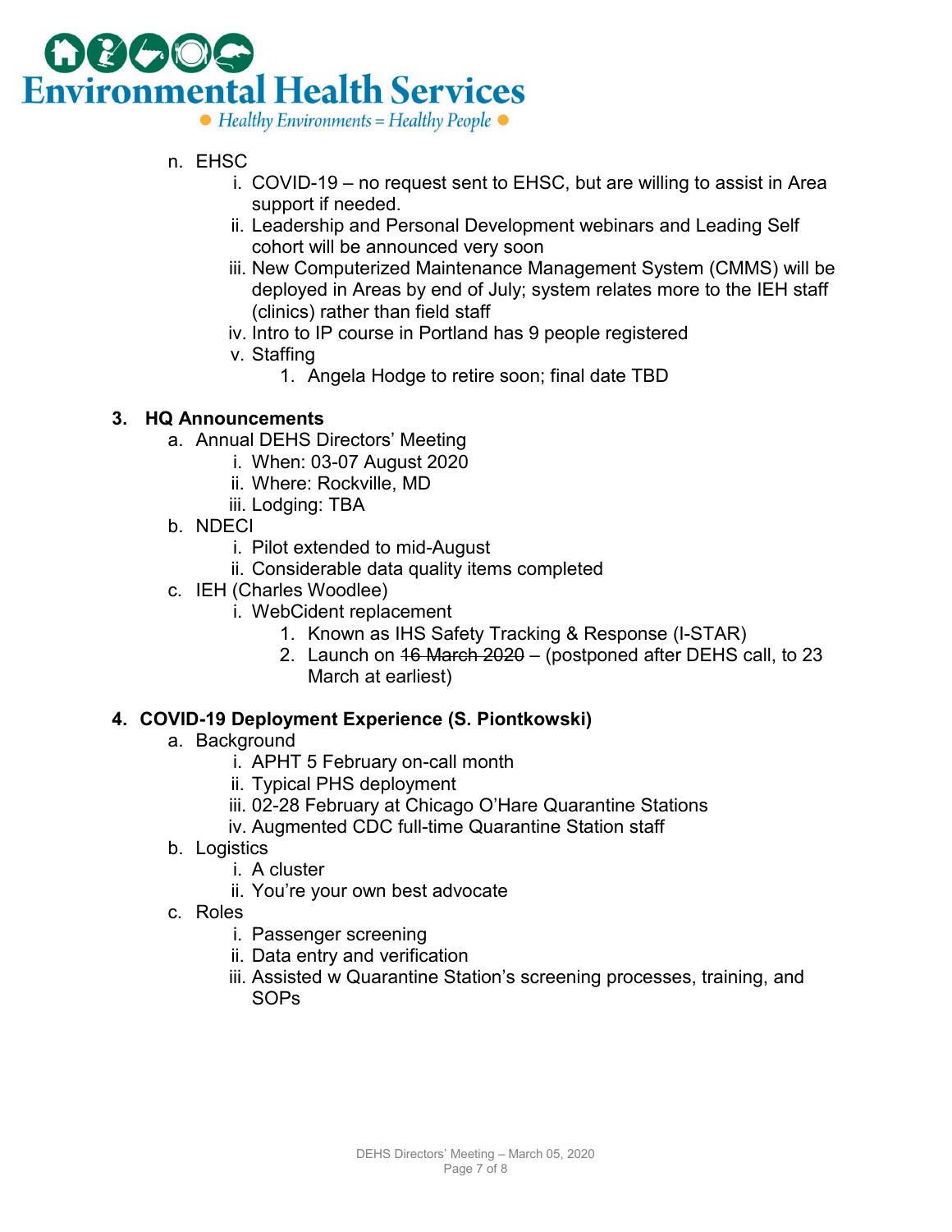n. EHSC
   i. COVID-19 – no request sent to EHSC, but are willing to assist in Area support if needed.
   ii. Leadership and Personal Development webinars and Leading Self cohort will be announced very soon
   iii. New Computerized Maintenance Management System (CMMS) will be deployed in Areas by end of July; system relates more to the IEH staff (clinics) rather than field staff
   iv. Intro to IP course in Portland has 9 people registered
   v. Staffing
      1. Angela Hodge to retire soon; final date TBD

**3. HQ Announcements**

a. Annual DEHS Directors' Meeting
   i. When: 03-07 August 2020
   ii. Where: Rockville, MD
   iii. Lodging: TBA

b. NDECI
   i. Pilot extended to mid-August
   ii. Considerable data quality items completed

c. IEH (Charles Woodlee)
   i. WebCident replacement
      1. Known as IHS Safety Tracking & Response (I-STAR)
      2. Launch on ~~16 March 2020~~ – (postponed after DEHS call, to 23 March at earliest)

**4. COVID-19 Deployment Experience (S. Piontkowski)**

a. Background
   i. APHT 5 February on-call month
   ii. Typical PHS deployment
   iii. 02-28 February at Chicago O'Hare Quarantine Stations
   iv. Augmented CDC full-time Quarantine Station staff

b. Logistics
   i. A cluster
   ii. You're your own best advocate

c. Roles
   i. Passenger screening
   ii. Data entry and verification
   iii. Assisted w Quarantine Station's screening processes, training, and SOPs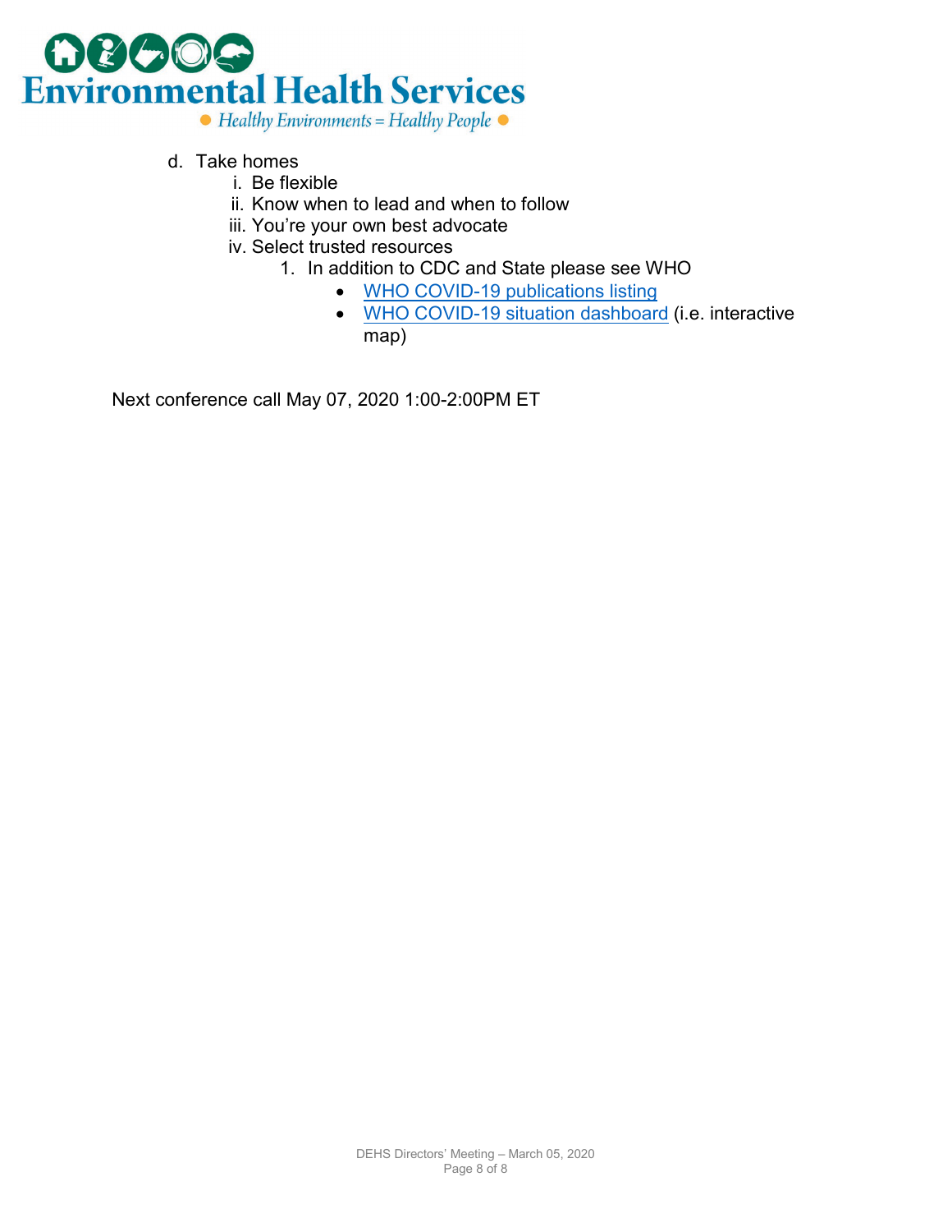d. Take homes
   i. Be flexible
   ii. Know when to lead and when to follow
   iii. You're your own best advocate
   iv. Select trusted resources
      1. In addition to CDC and State please see WHO
         - WHO COVID-19 publications listing
         - WHO COVID-19 situation dashboard (i.e. interactive map)

Next conference call May 07, 2020 1:00-2:00PM ET